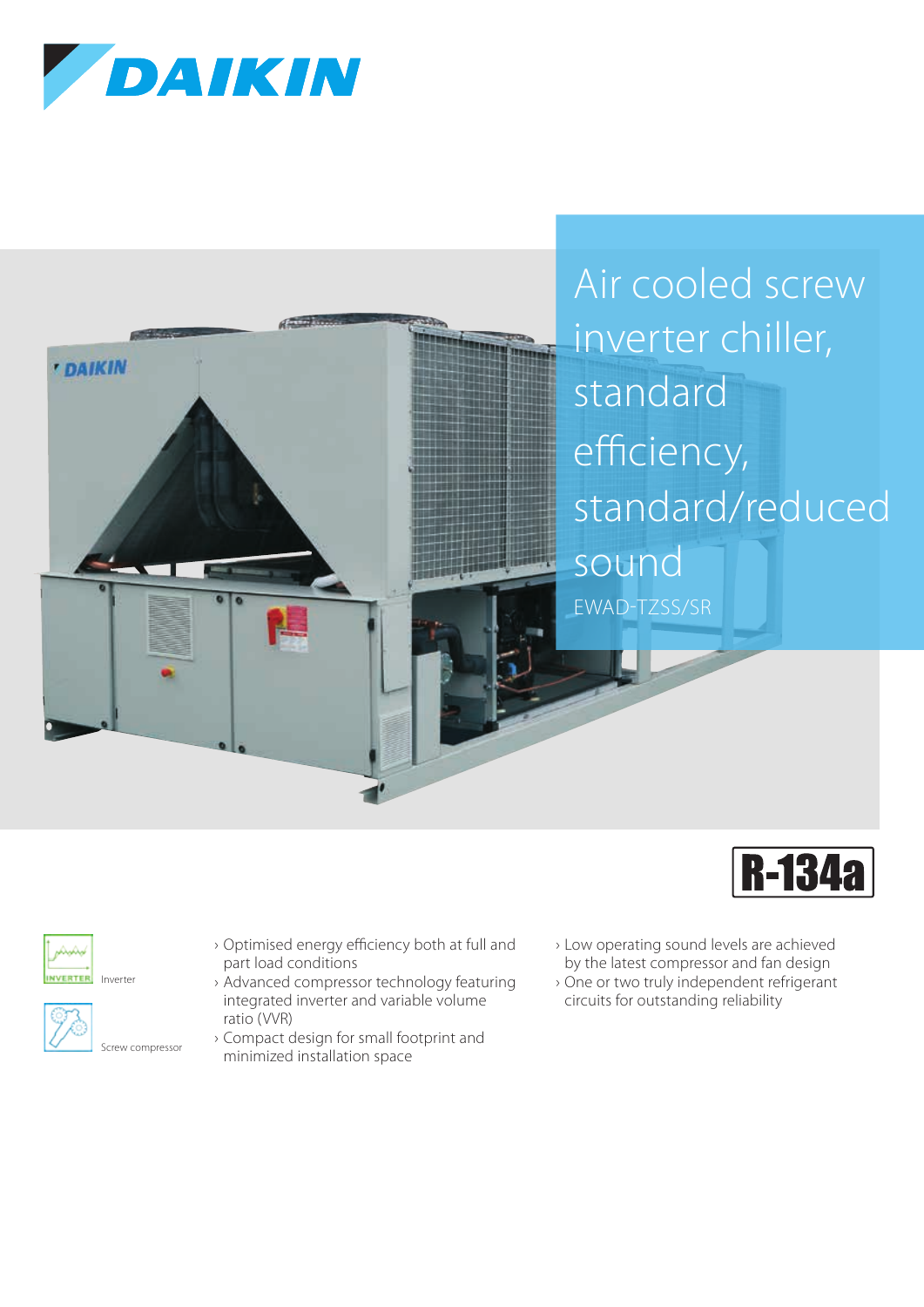DAIKIN

# Air cooled screw inverter chiller, standard efficiency, standard/reduced sound

EWAD-TZSS/SR

R-134a

Inverter

Screw compressor

- Optimised energy efficiency both at full and part load conditions
- Advanced compressor technology featuring integrated inverter and variable volume ratio (VVR)
- Compact design for small footprint and minimized installation space
- Low operating sound levels are achieved by the latest compressor and fan design
- One or two truly independent refrigerant circuits for outstanding reliability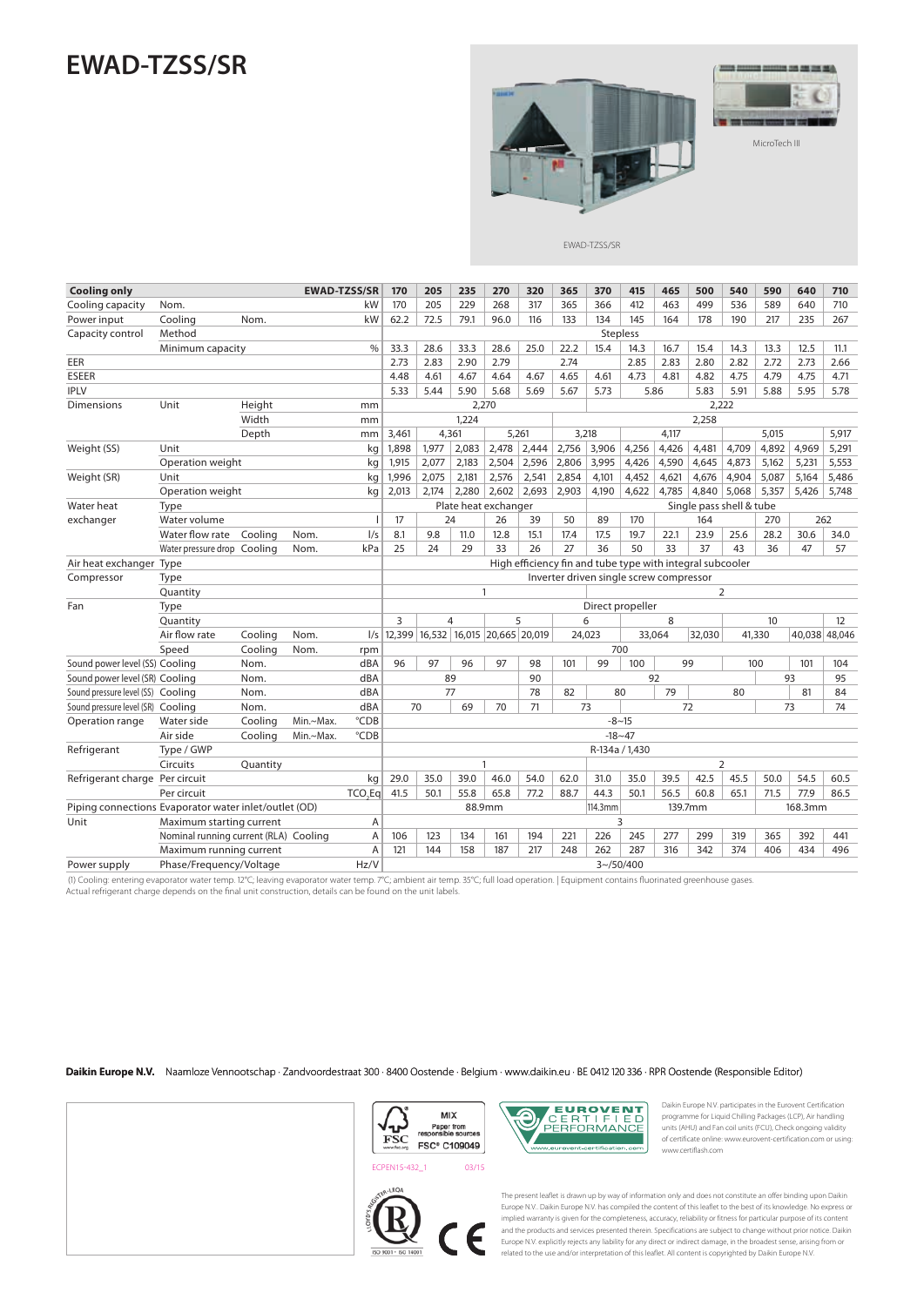# EWAD-TZSS/SR

MicroTech III

EWAD-TZSS/SR

| Cooling only | | | | EWAD-TZSS/SR | 170 | 205 | 235 | 270 | 320 | 365 | 370 | 415 | 465 | 500 | 540 | 590 | 640 | 710 |
|---|---|---|---|---|---|---|---|---|---|---|---|---|---|---|---|---|---|---|
| Cooling capacity | Nom. | | | kW | 170 | 205 | 229 | 268 | 317 | 365 | 366 | 412 | 463 | 499 | 536 | 589 | 640 | 710 |
| Power input | Cooling | Nom. | | kW | 62.2 | 72.5 | 79.1 | 96.0 | 116 | 133 | 134 | 145 | 164 | 178 | 190 | 217 | 235 | 267 |
| Capacity control | Method | | | | Stepless | | | | | | | | | | | | | |
| | Minimum capacity | | | % | 33.3 | 28.6 | 33.3 | 28.6 | 25.0 | 22.2 | 15.4 | 14.3 | 16.7 | 15.4 | 14.3 | 13.3 | 12.5 | 11.1 |
| EER | | | | | 2.73 | 2.83 | 2.90 | 2.79 | 2.74 | | | 2.85 | 2.83 | 2.80 | 2.82 | 2.72 | 2.73 | 2.66 |
| ESEER | | | | | 4.48 | 4.61 | 4.67 | 4.64 | 4.67 | 4.65 | 4.61 | 4.73 | 4.81 | 4.82 | 4.75 | 4.79 | 4.75 | 4.71 |
| IPLV | | | | | 5.33 | 5.44 | 5.90 | 5.68 | 5.69 | 5.67 | 5.73 | 5.86 | | 5.83 | 5.91 | 5.88 | 5.95 | 5.78 |
| Dimensions | Unit | Height | | mm | 2,270 | | | | | | 2,222 | | | | | | | |
| | | Width | | mm | 1,224 | | | | | | 2,258 | | | | | | | |
| | | Depth | | mm | 3,461 | 4,361 | | 5,261 | | 3,218 | | 4,117 | | | 5,015 | | | 5,917 |
| Weight (SS) | Unit | | | kg | 1,898 | 1,977 | 2,083 | 2,478 | 2,444 | 2,756 | 3,906 | 4,256 | 4,426 | 4,481 | 4,709 | 4,892 | 4,969 | 5,291 |
| | Operation weight | | | kg | 1,915 | 2,077 | 2,183 | 2,504 | 2,596 | 2,806 | 3,995 | 4,426 | 4,590 | 4,645 | 4,873 | 5,162 | 5,231 | 5,553 |
| Weight (SR) | Unit | | | kg | 1,996 | 2,075 | 2,181 | 2,576 | 2,541 | 2,854 | 4,101 | 4,452 | 4,621 | 4,676 | 4,904 | 5,087 | 5,164 | 5,486 |
| | Operation weight | | | kg | 2,013 | 2,174 | 2,280 | 2,602 | 2,693 | 2,903 | 4,190 | 4,622 | 4,785 | 4,840 | 5,068 | 5,357 | 5,426 | 5,748 |
| Water heat exchanger | Type | | | | Plate heat exchanger | | | | | | Single pass shell & tube | | | | | | | |
| | Water volume | | | l | 17 | 24 | | 26 | 39 | 50 | 89 | 170 | 164 | | | 270 | 262 | |
| | Water flow rate | Cooling | Nom. | l/s | 8.1 | 9.8 | 11.0 | 12.8 | 15.1 | 17.4 | 17.5 | 19.7 | 22.1 | 23.9 | 25.6 | 28.2 | 30.6 | 34.0 |
| | Water pressure drop | Cooling | Nom. | kPa | 25 | 24 | 29 | 33 | 26 | 27 | 36 | 50 | 33 | 37 | 43 | 36 | 47 | 57 |
| Air heat exchanger | Type | | | | High efficiency fin and tube type with integral subcooler | | | | | | | | | | | | | |
| Compressor | Type | | | | Inverter driven single screw compressor | | | | | | | | | | | | | |
| | Quantity | | | | 1 | | | | | | 2 | | | | | | | |
| Fan | Type | | | | Direct propeller | | | | | | | | | | | | | |
| | Quantity | | | | 3 | 4 | | 5 | | 6 | | 8 | | | 10 | | | 12 |
| | Air flow rate | Cooling | Nom. | l/s | 12,399 | 16,532 | 16,015 | 20,665 | 20,019 | 24,023 | | 33,064 | | 32,030 | 41,330 | | 40,038 | 48,046 |
| | Speed | Cooling | Nom. | rpm | 700 | | | | | | | | | | | | | |
| Sound power level (SS) | Cooling | Nom. | | dBA | 96 | 97 | 96 | 97 | 98 | 101 | 99 | 100 | 99 | | 100 | | 101 | 104 |
| Sound power level (SR) | Cooling | Nom. | | dBA | 89 | | | | 90 | 92 | | | | | | 93 | | 95 |
| Sound pressure level (SS) | Cooling | Nom. | | dBA | 77 | | | | 78 | 82 | 80 | | 79 | 80 | | | 81 | 84 |
| Sound pressure level (SR) | Cooling | Nom. | | dBA | 70 | | 69 | 70 | 71 | 73 | | 72 | | | | 73 | | 74 |
| Operation range | Water side | Cooling | Min.~Max. | °CDB | -8~15 | | | | | | | | | | | | | |
| | Air side | Cooling | Min.~Max. | °CDB | -18~47 | | | | | | | | | | | | | |
| Refrigerant | Type / GWP | | | | R-134a / 1,430 | | | | | | | | | | | | | |
| | Circuits | Quantity | | | 1 | | | | | | 2 | | | | | | | |
| Refrigerant charge | Per circuit | | | kg | 29.0 | 35.0 | 39.0 | 46.0 | 54.0 | 62.0 | 31.0 | 35.0 | 39.5 | 42.5 | 45.5 | 50.0 | 54.5 | 60.5 |
| | Per circuit | | | $TCO_2Eq$ | 41.5 | 50.1 | 55.8 | 65.8 | 77.2 | 88.7 | 44.3 | 50.1 | 56.5 | 60.8 | 65.1 | 71.5 | 77.9 | 86.5 |
| Piping connections | Evaporator water inlet/outlet (OD) | | | | 88.9mm | | | | | | 114.3mm | 139.7mm | | | | 168.3mm | | |
| Unit | Maximum starting current | | | A | 3 | | | | | | | | | | | | | |
| | Nominal running current (RLA) | Cooling | | A | 106 | 123 | 134 | 161 | 194 | 221 | 226 | 245 | 277 | 299 | 319 | 365 | 392 | 441 |
| | Maximum running current | | | A | 121 | 144 | 158 | 187 | 217 | 248 | 262 | 287 | 316 | 342 | 374 | 406 | 434 | 496 |
| Power supply | Phase/Frequency/Voltage | | | Hz/V | 3~/50/400 | | | | | | | | | | | | | |

(1) Cooling: entering evaporator water temp. 12°C; leaving evaporator water temp. 7°C; ambient air temp. 35°C; full load operation. | Equipment contains fluorinated greenhouse gases.
Actual refrigerant charge depends on the final unit construction, details can be found on the unit labels.

**Daikin Europe N.V.** Naamloze Vennootschap · Zandvoordestraat 300 · 8400 Oostende · Belgium · www.daikin.eu · BE 0412 120 336 · RPR Oostende (Responsible Editor)

MIX Paper from responsible sources FSC® C109049

EUROVENT CERTIFIED PERFORMANCE www.eurovent-certification.com

Daikin Europe N.V. participates in the Eurovent Certification programme for Liquid Chilling Packages (LCP), Air handling units (AHU) and Fan coil units (FCU). Check ongoing validity of certificate online: www.eurovent-certification.com or using: www.certiflash.com

ECPEN15-432_1 03/15

ISO 9001 · ISO 14001

The present leaflet is drawn up by way of information only and does not constitute an offer binding upon Daikin Europe N.V.. Daikin Europe N.V. has compiled the content of this leaflet to the best of its knowledge. No express or implied warranty is given for the completeness, accuracy, reliability or fitness for particular purpose of its content and the products and services presented therein. Specifications are subject to change without prior notice. Daikin Europe N.V. explicitly rejects any liability for any direct or indirect damage, in the broadest sense, arising from or related to the use and/or interpretation of this leaflet. All content is copyrighted by Daikin Europe N.V.